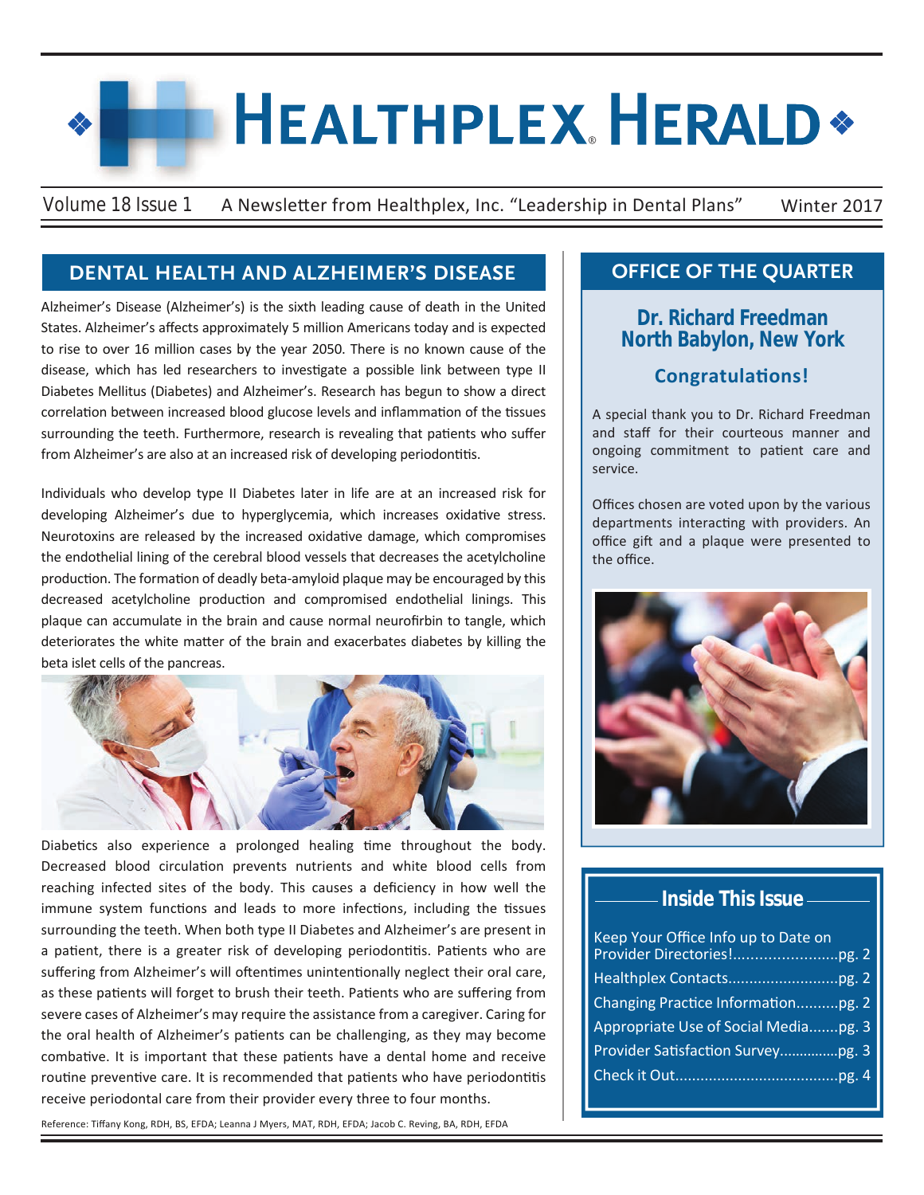# HEALTHPLEX® HERALD

Volume 18 Issue 1 — A Newsletter from Healthplex, Inc. "Leadership in Dental Plans" — Winter 2017

## DENTAL HEALTH AND ALZHEIMER'S DISEASE

Alzheimer's Disease (Alzheimer's) is the sixth leading cause of death in the United States. Alzheimer's affects approximately 5 million Americans today and is expected to rise to over 16 million cases by the year 2050. There is no known cause of the disease, which has led researchers to investigate a possible link between type II Diabetes Mellitus (Diabetes) and Alzheimer's. Research has begun to show a direct correlation between increased blood glucose levels and inflammation of the tissues surrounding the teeth. Furthermore, research is revealing that patients who suffer from Alzheimer's are also at an increased risk of developing periodontitis.

Individuals who develop type II Diabetes later in life are at an increased risk for developing Alzheimer's due to hyperglycemia, which increases oxidative stress. Neurotoxins are released by the increased oxidative damage, which compromises the endothelial lining of the cerebral blood vessels that decreases the acetylcholine production. The formation of deadly beta-amyloid plaque may be encouraged by this decreased acetylcholine production and compromised endothelial linings. This plaque can accumulate in the brain and cause normal neurofirbin to tangle, which deteriorates the white matter of the brain and exacerbates diabetes by killing the beta islet cells of the pancreas.

Diabetics also experience a prolonged healing time throughout the body. Decreased blood circulation prevents nutrients and white blood cells from reaching infected sites of the body. This causes a deficiency in how well the immune system functions and leads to more infections, including the tissues surrounding the teeth. When both type II Diabetes and Alzheimer's are present in a patient, there is a greater risk of developing periodontitis. Patients who are suffering from Alzheimer's will oftentimes unintentionally neglect their oral care, as these patients will forget to brush their teeth. Patients who are suffering from severe cases of Alzheimer's may require the assistance from a caregiver. Caring for the oral health of Alzheimer's patients can be challenging, as they may become combative. It is important that these patients have a dental home and receive routine preventive care. It is recommended that patients who have periodontitis receive periodontal care from their provider every three to four months.

Reference: Tiffany Kong, RDH, BS, EFDA; Leanna J Myers, MAT, RDH, EFDA; Jacob C. Reving, BA, RDH, EFDA

## OFFICE OF THE QUARTER

### Dr. Richard Freedman
### North Babylon, New York

**Congratulations!**

A special thank you to Dr. Richard Freedman and staff for their courteous manner and ongoing commitment to patient care and service.

Offices chosen are voted upon by the various departments interacting with providers. An office gift and a plaque were presented to the office.

## Inside This Issue

- Keep Your Office Info up to Date on Provider Directories!........................pg. 2
- Healthplex Contacts..........................pg. 2
- Changing Practice Information..........pg. 2
- Appropriate Use of Social Media.......pg. 3
- Provider Satisfaction Survey...............pg. 3
- Check it Out.......................................pg. 4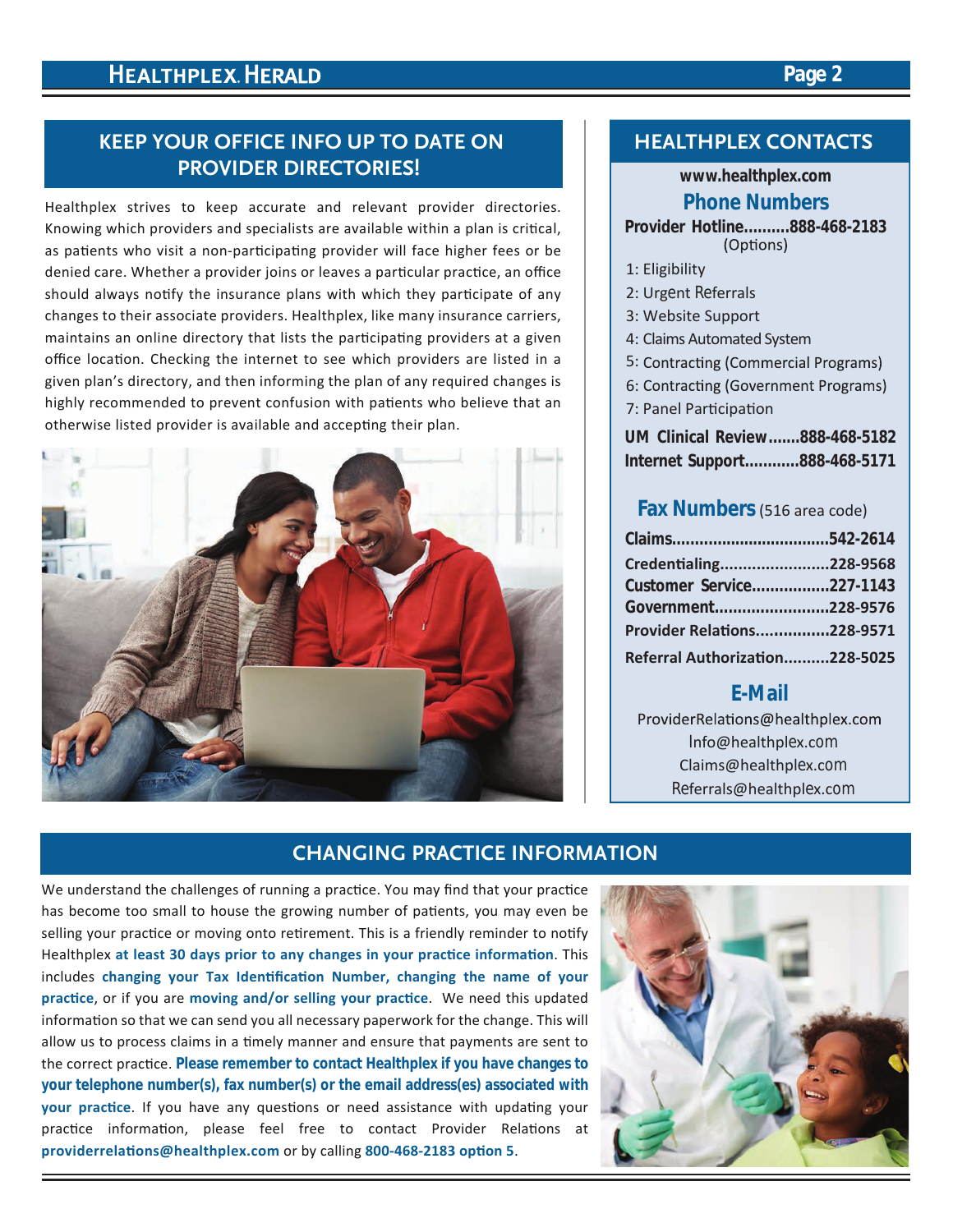## KEEP YOUR OFFICE INFO UP TO DATE ON PROVIDER DIRECTORIES!

Healthplex strives to keep accurate and relevant provider directories. Knowing which providers and specialists are available within a plan is critical, as patients who visit a non-participating provider will face higher fees or be denied care. Whether a provider joins or leaves a particular practice, an office should always notify the insurance plans with which they participate of any changes to their associate providers. Healthplex, like many insurance carriers, maintains an online directory that lists the participating providers at a given office location. Checking the internet to see which providers are listed in a given plan's directory, and then informing the plan of any required changes is highly recommended to prevent confusion with patients who believe that an otherwise listed provider is available and accepting their plan.

## HEALTHPLEX CONTACTS

**www.healthplex.com**

### Phone Numbers

**Provider Hotline..........888-468-2183**
(Options)

1: Eligibility
2: Urgent Referrals
3: Website Support
4: Claims Automated System
5: Contracting (Commercial Programs)
6: Contracting (Government Programs)
7: Panel Participation

**UM Clinical Review.......888-468-5182**
**Internet Support............888-468-5171**

### Fax Numbers (516 area code)

**Claims..................................542-2614**
**Credentialing........................228-9568**
**Customer Service.................227-1143**
**Government.........................228-9576**
**Provider Relations................228-9571**
**Referral Authorization..........228-5025**

### E-Mail

ProviderRelations@healthplex.com
Info@healthplex.com
Claims@healthplex.com
Referrals@healthplex.com

## CHANGING PRACTICE INFORMATION

We understand the challenges of running a practice. You may find that your practice has become too small to house the growing number of patients, you may even be selling your practice or moving onto retirement. This is a friendly reminder to notify Healthplex **at least 30 days prior to any changes in your practice information**. This includes **changing your Tax Identification Number, changing the name of your practice**, or if you are **moving and/or selling your practice**. We need this updated information so that we can send you all necessary paperwork for the change. This will allow us to process claims in a timely manner and ensure that payments are sent to the correct practice. **Please remember to contact Healthplex if you have changes to your telephone number(s), fax number(s) or the email address(es) associated with your practice**. If you have any questions or need assistance with updating your practice information, please feel free to contact Provider Relations at **providerrelations@healthplex.com** or by calling **800-468-2183 option 5**.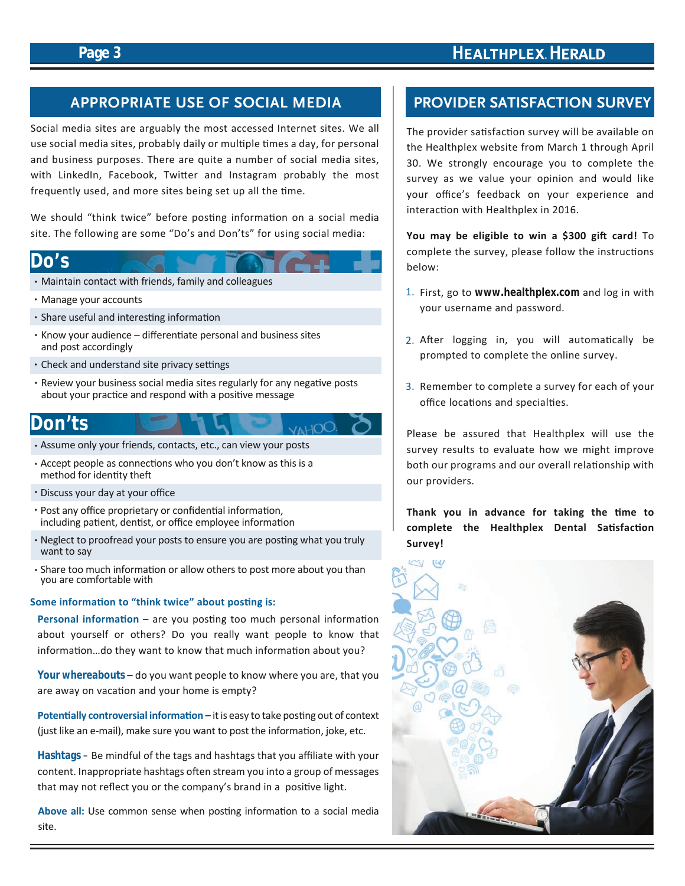## APPROPRIATE USE OF SOCIAL MEDIA

Social media sites are arguably the most accessed Internet sites. We all use social media sites, probably daily or multiple times a day, for personal and business purposes. There are quite a number of social media sites, with LinkedIn, Facebook, Twitter and Instagram probably the most frequently used, and more sites being set up all the time.

We should "think twice" before posting information on a social media site. The following are some "Do's and Don'ts" for using social media:

### Do's

- Maintain contact with friends, family and colleagues
- Manage your accounts
- Share useful and interesting information
- Know your audience – differentiate personal and business sites and post accordingly
- Check and understand site privacy settings
- Review your business social media sites regularly for any negative posts about your practice and respond with a positive message

### Don'ts

- Assume only your friends, contacts, etc., can view your posts
- Accept people as connections who you don't know as this is a method for identity theft
- Discuss your day at your office
- Post any office proprietary or confidential information, including patient, dentist, or office employee information
- Neglect to proofread your posts to ensure you are posting what you truly want to say
- Share too much information or allow others to post more about you than you are comfortable with

**Some information to "think twice" about posting is:**

**Personal information** – are you posting too much personal information about yourself or others? Do you really want people to know that information…do they want to know that much information about you?

**Your whereabouts** – do you want people to know where you are, that you are away on vacation and your home is empty?

**Potentially controversial information** – it is easy to take posting out of context (just like an e-mail), make sure you want to post the information, joke, etc.

**Hashtags** - Be mindful of the tags and hashtags that you affiliate with your content. Inappropriate hashtags often stream you into a group of messages that may not reflect you or the company's brand in a positive light.

**Above all:** Use common sense when posting information to a social media site.

## PROVIDER SATISFACTION SURVEY

The provider satisfaction survey will be available on the Healthplex website from March 1 through April 30. We strongly encourage you to complete the survey as we value your opinion and would like your office's feedback on your experience and interaction with Healthplex in 2016.

**You may be eligible to win a $300 gift card!** To complete the survey, please follow the instructions below:

1. First, go to **www.healthplex.com** and log in with your username and password.
2. After logging in, you will automatically be prompted to complete the online survey.
3. Remember to complete a survey for each of your office locations and specialties.

Please be assured that Healthplex will use the survey results to evaluate how we might improve both our programs and our overall relationship with our providers.

**Thank you in advance for taking the time to complete the Healthplex Dental Satisfaction Survey!**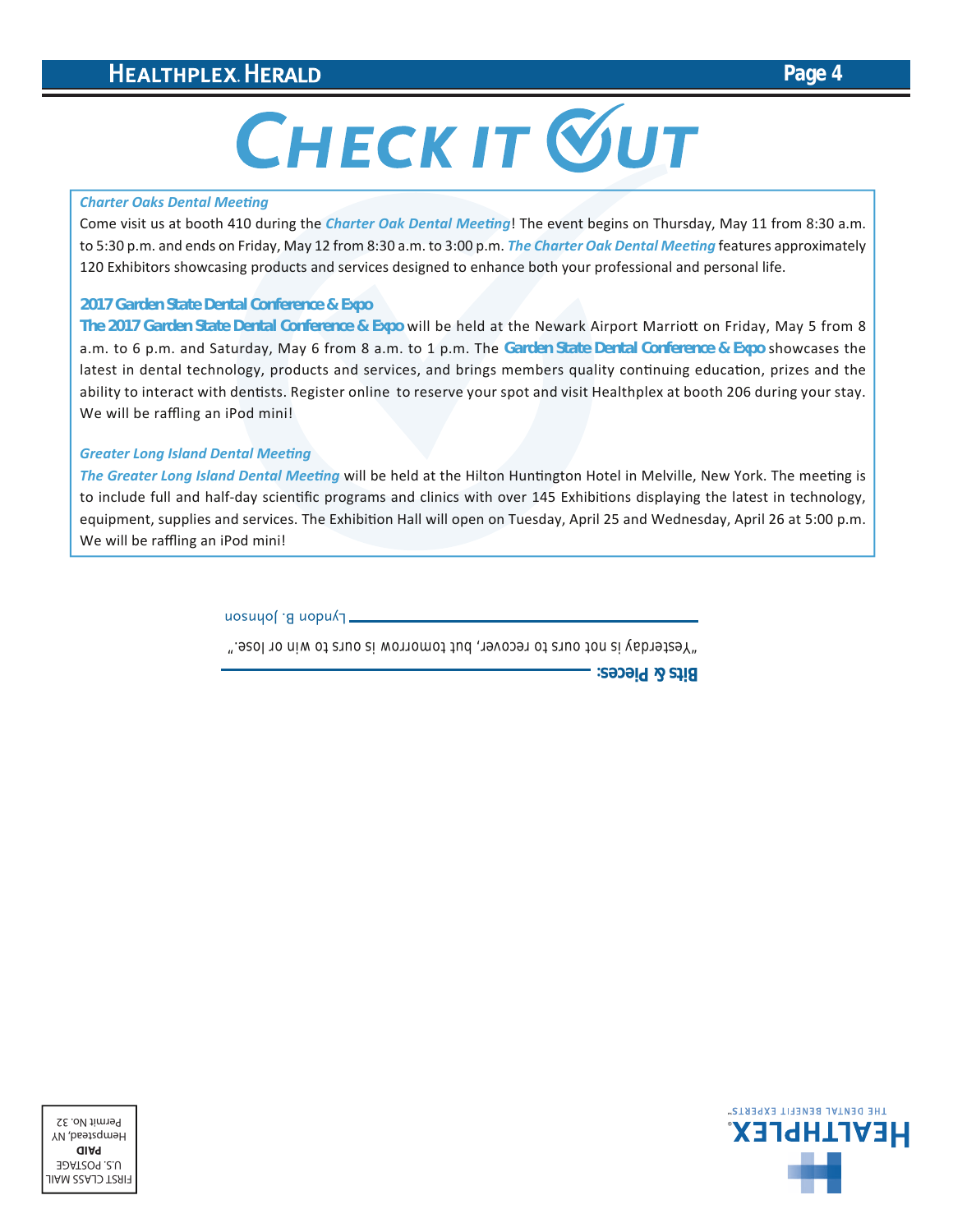# CHECK IT OUT

### *Charter Oaks Dental Meeting*

Come visit us at booth 410 during the ***Charter Oak Dental Meeting***! The event begins on Thursday, May 11 from 8:30 a.m. to 5:30 p.m. and ends on Friday, May 12 from 8:30 a.m. to 3:00 p.m. ***The Charter Oak Dental Meeting*** features approximately 120 Exhibitors showcasing products and services designed to enhance both your professional and personal life.

### 2017 Garden State Dental Conference & Expo

**The 2017 Garden State Dental Conference & Expo** will be held at the Newark Airport Marriott on Friday, May 5 from 8 a.m. to 6 p.m. and Saturday, May 6 from 8 a.m. to 1 p.m. The **Garden State Dental Conference & Expo** showcases the latest in dental technology, products and services, and brings members quality continuing education, prizes and the ability to interact with dentists. Register online to reserve your spot and visit Healthplex at booth 206 during your stay. We will be raffling an iPod mini!

### *Greater Long Island Dental Meeting*

***The Greater Long Island Dental Meeting*** will be held at the Hilton Huntington Hotel in Melville, New York. The meeting is to include full and half-day scientific programs and clinics with over 145 Exhibitions displaying the latest in technology, equipment, supplies and services. The Exhibition Hall will open on Tuesday, April 25 and Wednesday, April 26 at 5:00 p.m. We will be raffling an iPod mini!

**Bits & Pieces:**

"Yesterday is not ours to recover, but tomorrow is ours to win or lose."

— Lyndon B. Johnson

HEALTHPLEX®

THE DENTAL BENEFIT EXPERTS™

FIRST CLASS MAIL
U.S. POSTAGE
**PAID**
Hempstead, NY
Permit No. 32